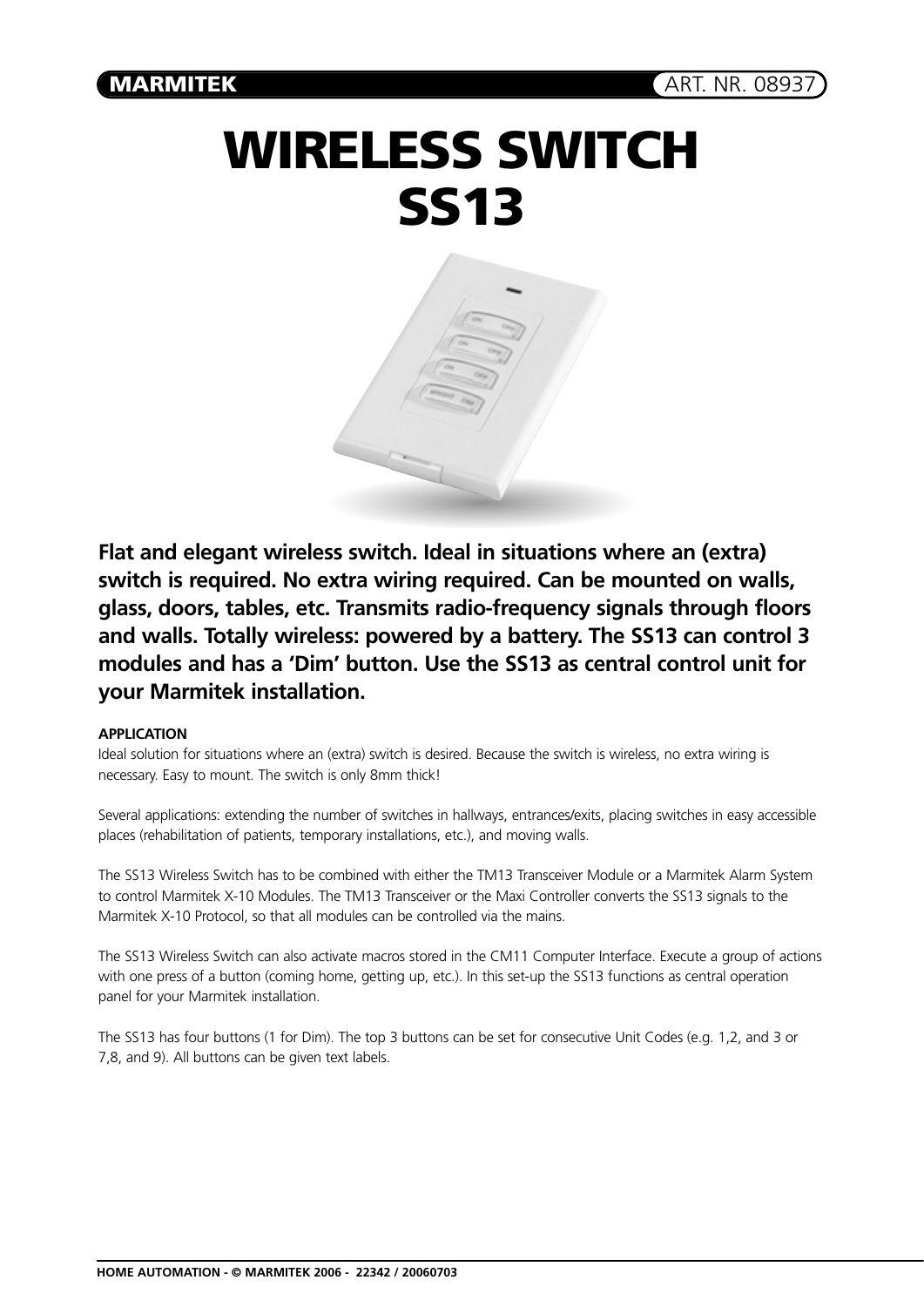MARMITEK ART. NR. 08937

# WIRELESS SWITCH SS13

**Flat and elegant wireless switch. Ideal in situations where an (extra) switch is required. No extra wiring required. Can be mounted on walls, glass, doors, tables, etc. Transmits radio-frequency signals through floors and walls. Totally wireless: powered by a battery. The SS13 can control 3 modules and has a 'Dim' button. Use the SS13 as central control unit for your Marmitek installation.**

### APPLICATION

Ideal solution for situations where an (extra) switch is desired. Because the switch is wireless, no extra wiring is necessary. Easy to mount. The switch is only 8mm thick!

Several applications: extending the number of switches in hallways, entrances/exits, placing switches in easy accessible places (rehabilitation of patients, temporary installations, etc.), and moving walls.

The SS13 Wireless Switch has to be combined with either the TM13 Transceiver Module or a Marmitek Alarm System to control Marmitek X-10 Modules. The TM13 Transceiver or the Maxi Controller converts the SS13 signals to the Marmitek X-10 Protocol, so that all modules can be controlled via the mains.

The SS13 Wireless Switch can also activate macros stored in the CM11 Computer Interface. Execute a group of actions with one press of a button (coming home, getting up, etc.). In this set-up the SS13 functions as central operation panel for your Marmitek installation.

The SS13 has four buttons (1 for Dim). The top 3 buttons can be set for consecutive Unit Codes (e.g. 1,2, and 3 or 7,8, and 9). All buttons can be given text labels.

HOME AUTOMATION - © MARMITEK 2006 - 22342 / 20060703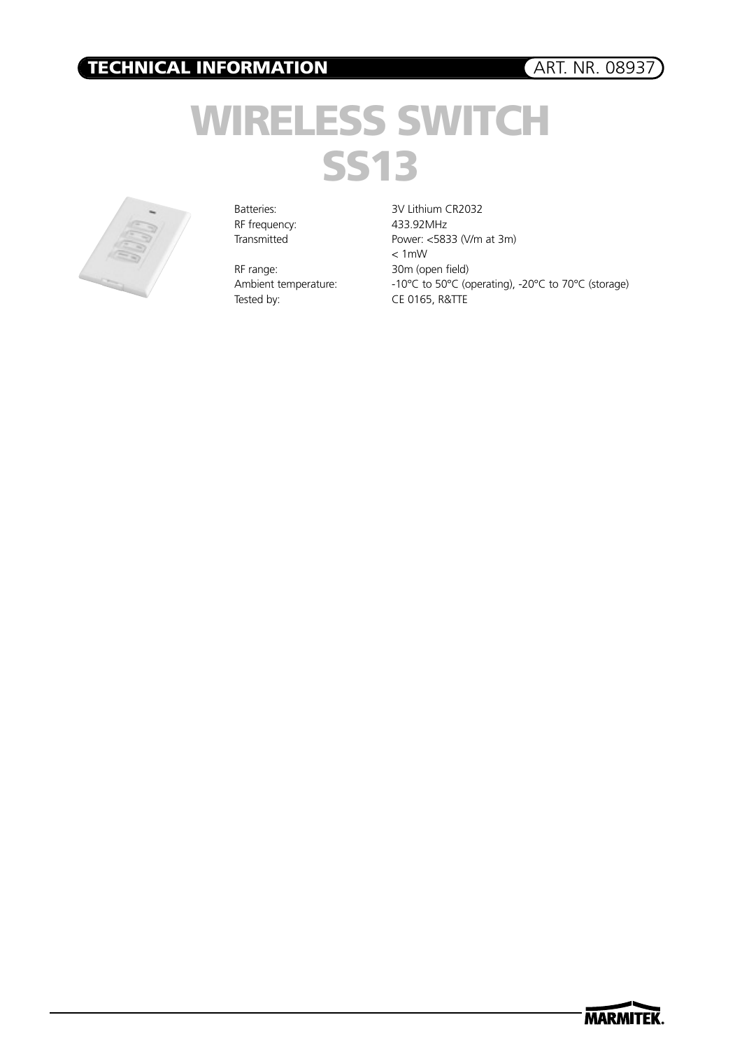**TECHNICAL INFORMATION** ART. NR. 08937

# WIRELESS SWITCH SS13

| | |
|---|---|
| Batteries: | 3V Lithium CR2032 |
| RF frequency: | 433.92MHz |
| Transmitted | Power: <5833 (V/m at 3m) |
| | < 1mW |
| RF range: | 30m (open field) |
| Ambient temperature: | -10°C to 50°C (operating), -20°C to 70°C (storage) |
| Tested by: | CE 0165, R&TTE |